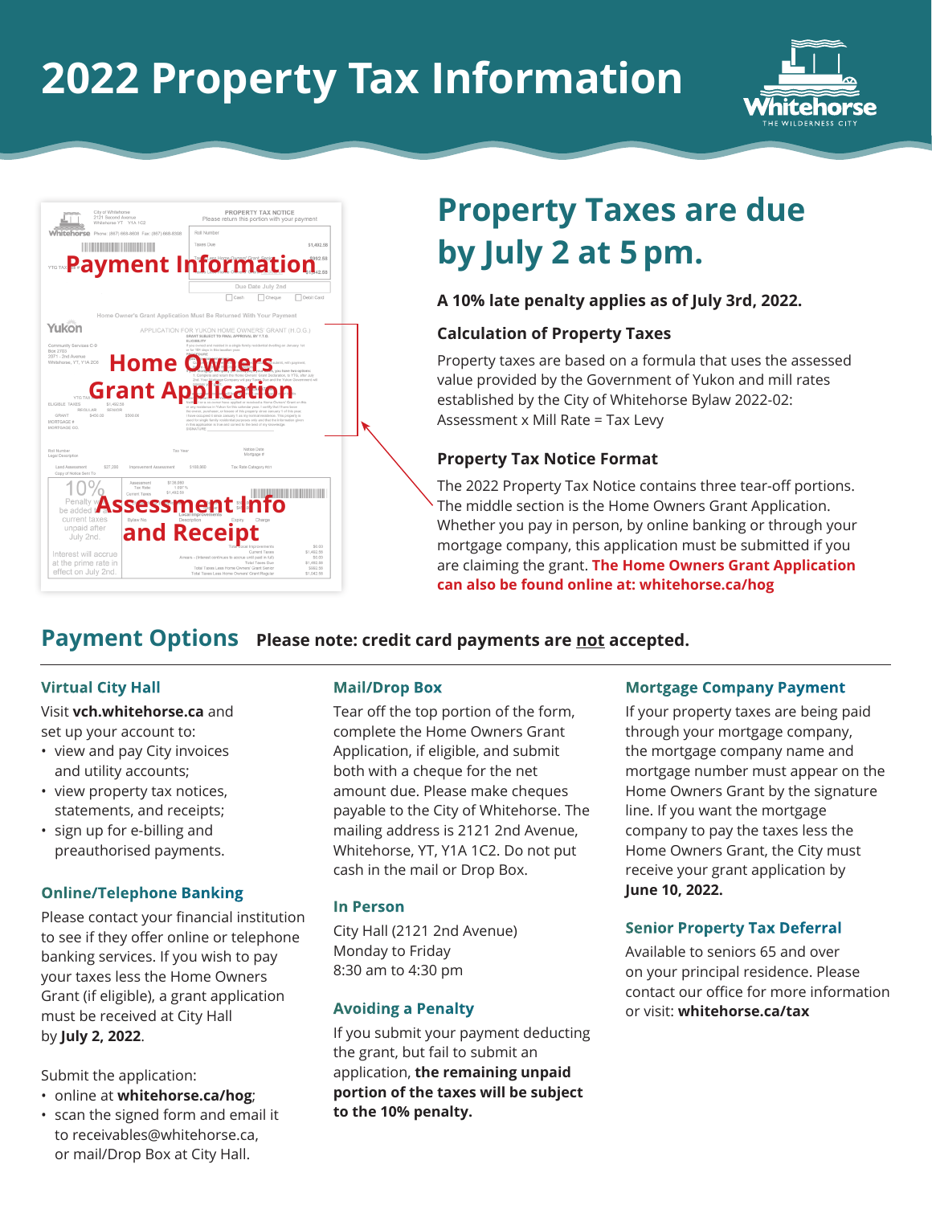# 2022 Property Tax Information

Payment Information

Home Owners Grant Application

Assessment info and Receipt

## Property Taxes are due by July 2 at 5 pm.

**A 10% late penalty applies as of July 3rd, 2022.**

### Calculation of Property Taxes

Property taxes are based on a formula that uses the assessed value provided by the Government of Yukon and mill rates established by the City of Whitehorse Bylaw 2022-02: Assessment x Mill Rate = Tax Levy

### Property Tax Notice Format

The 2022 Property Tax Notice contains three tear-off portions. The middle section is the Home Owners Grant Application. Whether you pay in person, by online banking or through your mortgage company, this application must be submitted if you are claiming the grant. **The Home Owners Grant Application can also be found online at: whitehorse.ca/hog**

## Payment Options

**Please note: credit card payments are not accepted.**

### Virtual City Hall

Visit **vch.whitehorse.ca** and set up your account to:

- view and pay City invoices and utility accounts;
- view property tax notices, statements, and receipts;
- sign up for e-billing and preauthorised payments.

### Online/Telephone Banking

Please contact your financial institution to see if they offer online or telephone banking services. If you wish to pay your taxes less the Home Owners Grant (if eligible), a grant application must be received at City Hall by **July 2, 2022**.

Submit the application:

- online at **whitehorse.ca/hog**;
- scan the signed form and email it to receivables@whitehorse.ca, or mail/Drop Box at City Hall.

### Mail/Drop Box

Tear off the top portion of the form, complete the Home Owners Grant Application, if eligible, and submit both with a cheque for the net amount due. Please make cheques payable to the City of Whitehorse. The mailing address is 2121 2nd Avenue, Whitehorse, YT, Y1A 1C2. Do not put cash in the mail or Drop Box.

### In Person

City Hall (2121 2nd Avenue)
Monday to Friday
8:30 am to 4:30 pm

### Avoiding a Penalty

If you submit your payment deducting the grant, but fail to submit an application, **the remaining unpaid portion of the taxes will be subject to the 10% penalty.**

### Mortgage Company Payment

If your property taxes are being paid through your mortgage company, the mortgage company name and mortgage number must appear on the Home Owners Grant by the signature line. If you want the mortgage company to pay the taxes less the Home Owners Grant, the City must receive your grant application by **June 10, 2022.**

### Senior Property Tax Deferral

Available to seniors 65 and over on your principal residence. Please contact our office for more information or visit: **whitehorse.ca/tax**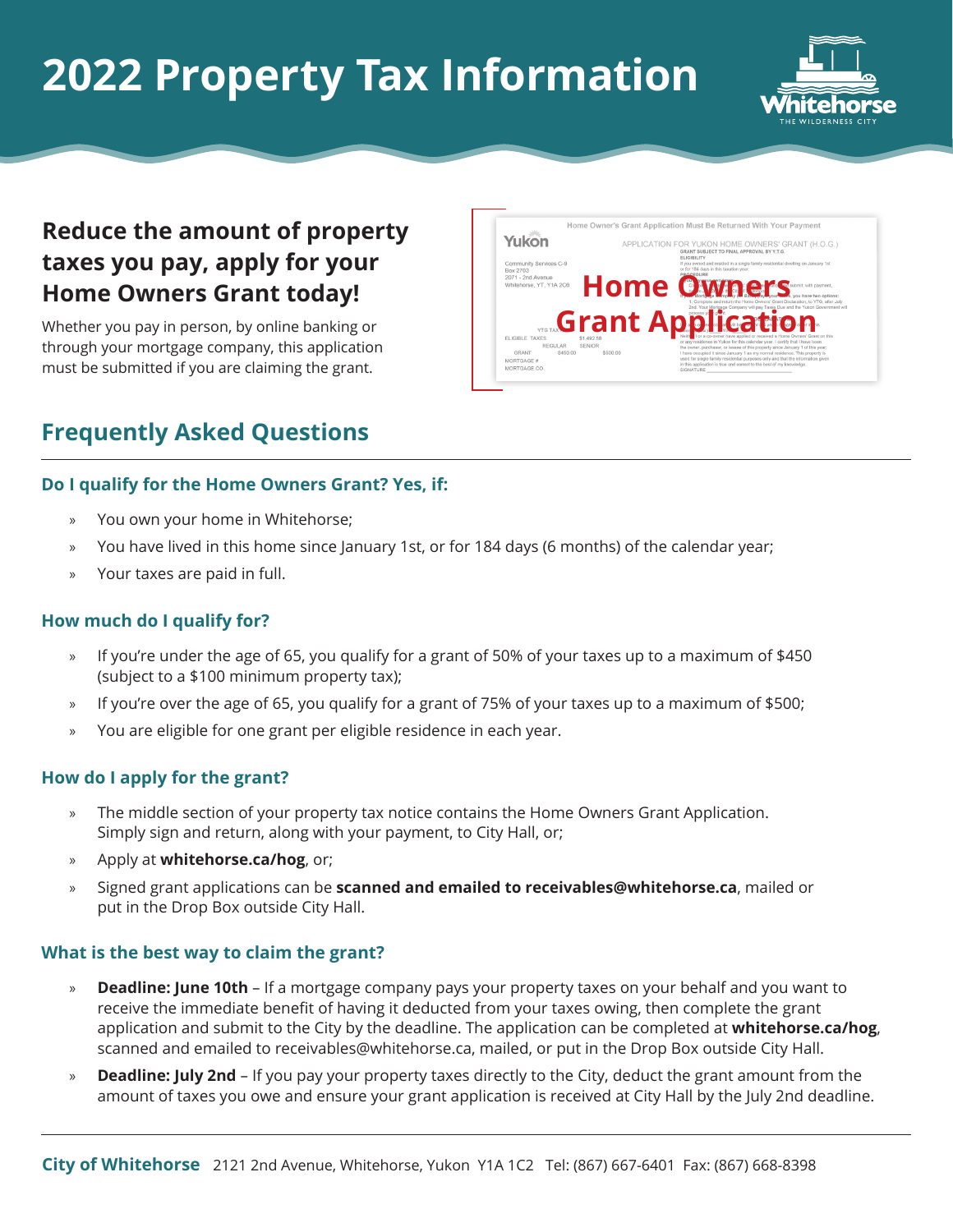# 2022 Property Tax Information

## Reduce the amount of property taxes you pay, apply for your Home Owners Grant today!

Whether you pay in person, by online banking or through your mortgage company, this application must be submitted if you are claiming the grant.

Home Owners Grant Application

## Frequently Asked Questions

### Do I qualify for the Home Owners Grant? Yes, if:

- You own your home in Whitehorse;
- You have lived in this home since January 1st, or for 184 days (6 months) of the calendar year;
- Your taxes are paid in full.

### How much do I qualify for?

- If you're under the age of 65, you qualify for a grant of 50% of your taxes up to a maximum of $450 (subject to a $100 minimum property tax);
- If you're over the age of 65, you qualify for a grant of 75% of your taxes up to a maximum of $500;
- You are eligible for one grant per eligible residence in each year.

### How do I apply for the grant?

- The middle section of your property tax notice contains the Home Owners Grant Application. Simply sign and return, along with your payment, to City Hall, or;
- Apply at **whitehorse.ca/hog**, or;
- Signed grant applications can be **scanned and emailed to receivables@whitehorse.ca**, mailed or put in the Drop Box outside City Hall.

### What is the best way to claim the grant?

- **Deadline: June 10th** – If a mortgage company pays your property taxes on your behalf and you want to receive the immediate benefit of having it deducted from your taxes owing, then complete the grant application and submit to the City by the deadline. The application can be completed at **whitehorse.ca/hog**, scanned and emailed to receivables@whitehorse.ca, mailed, or put in the Drop Box outside City Hall.
- **Deadline: July 2nd** – If you pay your property taxes directly to the City, deduct the grant amount from the amount of taxes you owe and ensure your grant application is received at City Hall by the July 2nd deadline.

**City of Whitehorse** 2121 2nd Avenue, Whitehorse, Yukon Y1A 1C2 Tel: (867) 667-6401 Fax: (867) 668-8398